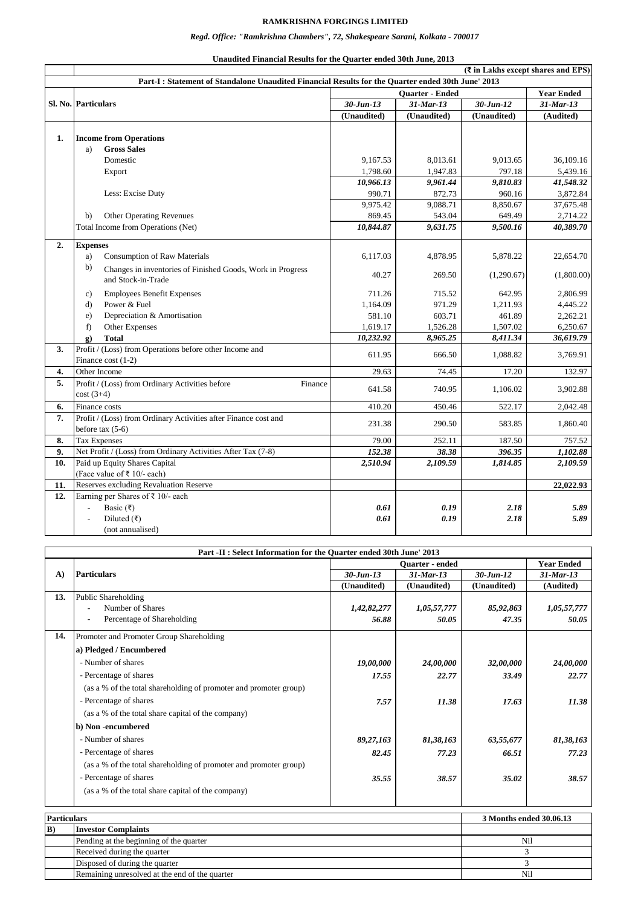**RAMKRISHNA FORGINGS LIMITED**

*Regd. Office: "Ramkrishna Chambers", 72, Shakespeare Sarani, Kolkata - 700017*

**Unaudited Financial Results for the Quarter ended 30th June, 2013**

(₹ in Lakhs except shares and EPS)

**Part-I : Statement of Standalone Unaudited Financial Results for the Quarter ended 30th June' 2013**

| Sl. No. | Particulars | Quarter - Ended | | | Year Ended |
|---|---|---|---|---|---|
| | | *30-Jun-13* | *31-Mar-13* | *30-Jun-12* | *31-Mar-13* |
| | | (Unaudited) | (Unaudited) | (Unaudited) | (Audited) |
| **1.** | **Income from Operations** | | | | |
| | a) **Gross Sales** | | | | |
| | Domestic | 9,167.53 | 8,013.61 | 9,013.65 | 36,109.16 |
| | Export | 1,798.60 | 1,947.83 | 797.18 | 5,439.16 |
| | | *10,966.13* | *9,961.44* | *9,810.83* | *41,548.32* |
| | Less: Excise Duty | 990.71 | 872.73 | 960.16 | 3,872.84 |
| | | 9,975.42 | 9,088.71 | 8,850.67 | 37,675.48 |
| | b) Other Operating Revenues | 869.45 | 543.04 | 649.49 | 2,714.22 |
| | Total Income from Operations (Net) | ***10,844.87*** | ***9,631.75*** | ***9,500.16*** | ***40,389.70*** |
| **2.** | **Expenses** | | | | |
| | a) Consumption of Raw Materials | 6,117.03 | 4,878.95 | 5,878.22 | 22,654.70 |
| | b) Changes in inventories of Finished Goods, Work in Progress and Stock-in-Trade | 40.27 | 269.50 | (1,290.67) | (1,800.00) |
| | c) Employees Benefit Expenses | 711.26 | 715.52 | 642.95 | 2,806.99 |
| | d) Power & Fuel | 1,164.09 | 971.29 | 1,211.93 | 4,445.22 |
| | e) Depreciation & Amortisation | 581.10 | 603.71 | 461.89 | 2,262.21 |
| | f) Other Expenses | 1,619.17 | 1,526.28 | 1,507.02 | 6,250.67 |
| | g) **Total** | *10,232.92* | *8,965.25* | *8,411.34* | *36,619.79* |
| **3.** | Profit / (Loss) from Operations before other Income and Finance cost (1-2) | 611.95 | 666.50 | 1,088.82 | 3,769.91 |
| **4.** | Other Income | 29.63 | 74.45 | 17.20 | 132.97 |
| **5.** | Profit / (Loss) from Ordinary Activities before Finance cost (3+4) | 641.58 | 740.95 | 1,106.02 | 3,902.88 |
| **6.** | Finance costs | 410.20 | 450.46 | 522.17 | 2,042.48 |
| **7.** | Profit / (Loss) from Ordinary Activities after Finance cost and before tax (5-6) | 231.38 | 290.50 | 583.85 | 1,860.40 |
| **8.** | Tax Expenses | 79.00 | 252.11 | 187.50 | 757.52 |
| **9.** | Net Profit / (Loss) from Ordinary Activities After Tax (7-8) | ***152.38*** | ***38.38*** | ***396.35*** | ***1,102.88*** |
| **10.** | Paid up Equity Shares Capital (Face value of ₹ 10/- each) | ***2,510.94*** | ***2,109.59*** | ***1,814.85*** | ***2,109.59*** |
| **11.** | Reserves excluding Revaluation Reserve | | | | **22,022.93** |
| **12.** | Earning per Shares of ₹ 10/- each | | | | |
| | - Basic (₹) | ***0.61*** | ***0.19*** | ***2.18*** | ***5.89*** |
| | - Diluted (₹) | ***0.61*** | ***0.19*** | ***2.18*** | ***5.89*** |
| | (not annualised) | | | | |

**Part -II : Select Information for the Quarter ended 30th June' 2013**

| A) | Particulars | Quarter - ended | | | Year Ended |
|---|---|---|---|---|---|
| | | *30-Jun-13* | *31-Mar-13* | *30-Jun-12* | *31-Mar-13* |
| | | (Unaudited) | (Unaudited) | (Unaudited) | (Audited) |
| **13.** | Public Shareholding | | | | |
| | - Number of Shares | ***1,42,82,277*** | ***1,05,57,777*** | ***85,92,863*** | ***1,05,57,777*** |
| | - Percentage of Shareholding | ***56.88*** | ***50.05*** | ***47.35*** | ***50.05*** |
| **14.** | Promoter and Promoter Group Shareholding | | | | |
| | **a) Pledged / Encumbered** | | | | |
| | - Number of shares | ***19,00,000*** | ***24,00,000*** | ***32,00,000*** | ***24,00,000*** |
| | - Percentage of shares (as a % of the total shareholding of promoter and promoter group) | ***17.55*** | ***22.77*** | ***33.49*** | ***22.77*** |
| | - Percentage of shares (as a % of the total share capital of the company) | ***7.57*** | ***11.38*** | ***17.63*** | ***11.38*** |
| | **b) Non -encumbered** | | | | |
| | - Number of shares | ***89,27,163*** | ***81,38,163*** | ***63,55,677*** | ***81,38,163*** |
| | - Percentage of shares (as a % of the total shareholding of promoter and promoter group) | ***82.45*** | ***77.23*** | ***66.51*** | ***77.23*** |
| | - Percentage of shares (as a % of the total share capital of the company) | ***35.55*** | ***38.57*** | ***35.02*** | ***38.57*** |

| Particulars | | 3 Months ended 30.06.13 |
|---|---|---|
| **B)** | **Investor Complaints** | |
| | Pending at the beginning of the quarter | Nil |
| | Received during the quarter | 3 |
| | Disposed of during the quarter | 3 |
| | Remaining unresolved at the end of the quarter | Nil |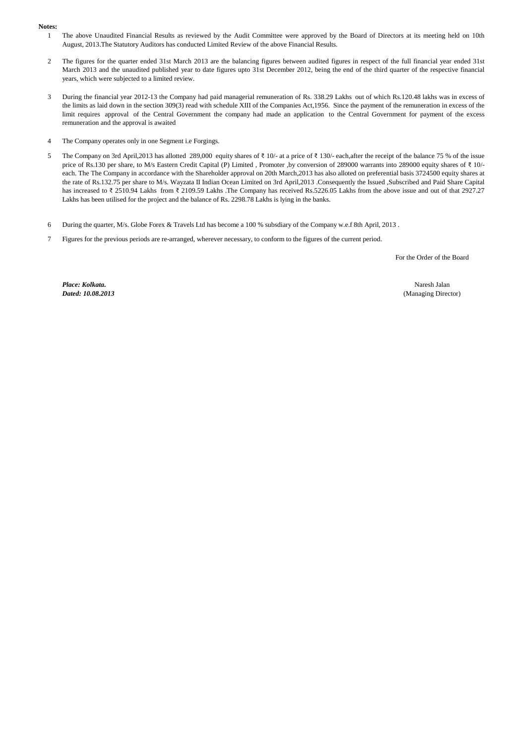**Notes:**

1. The above Unaudited Financial Results as reviewed by the Audit Committee were approved by the Board of Directors at its meeting held on 10th August, 2013.The Statutory Auditors has conducted Limited Review of the above Financial Results.

2. The figures for the quarter ended 31st March 2013 are the balancing figures between audited figures in respect of the full financial year ended 31st March 2013 and the unaudited published year to date figures upto 31st December 2012, being the end of the third quarter of the respective financial years, which were subjected to a limited review.

3. During the financial year 2012-13 the Company had paid managerial remuneration of Rs. 338.29 Lakhs out of which Rs.120.48 lakhs was in excess of the limits as laid down in the section 309(3) read with schedule XIII of the Companies Act,1956. Since the payment of the remuneration in excess of the limit requires approval of the Central Government the company had made an application to the Central Government for payment of the excess remuneration and the approval is awaited

4. The Company operates only in one Segment i.e Forgings.

5. The Company on 3rd April,2013 has allotted 289,000 equity shares of ₹ 10/- at a price of ₹ 130/- each,after the receipt of the balance 75 % of the issue price of Rs.130 per share, to M/s Eastern Credit Capital (P) Limited , Promoter ,by conversion of 289000 warrants into 289000 equity shares of ₹ 10/- each. The The Company in accordance with the Shareholder approval on 20th March,2013 has also alloted on preferential basis 3724500 equity shares at the rate of Rs.132.75 per share to M/s. Wayzata II Indian Ocean Limited on 3rd April,2013 .Consequently the Issued ,Subscribed and Paid Share Capital has increased to ₹ 2510.94 Lakhs from ₹ 2109.59 Lakhs .The Company has received Rs.5226.05 Lakhs from the above issue and out of that 2927.27 Lakhs has been utilised for the project and the balance of Rs. 2298.78 Lakhs is lying in the banks.

6. During the quarter, M/s. Globe Forex & Travels Ltd has become a 100 % subsdiary of the Company w.e.f 8th April, 2013 .

7. Figures for the previous periods are re-arranged, wherever necessary, to conform to the figures of the current period.

For the Order of the Board

***Place: Kolkata.***
***Dated: 10.08.2013***

Naresh Jalan
(Managing Director)